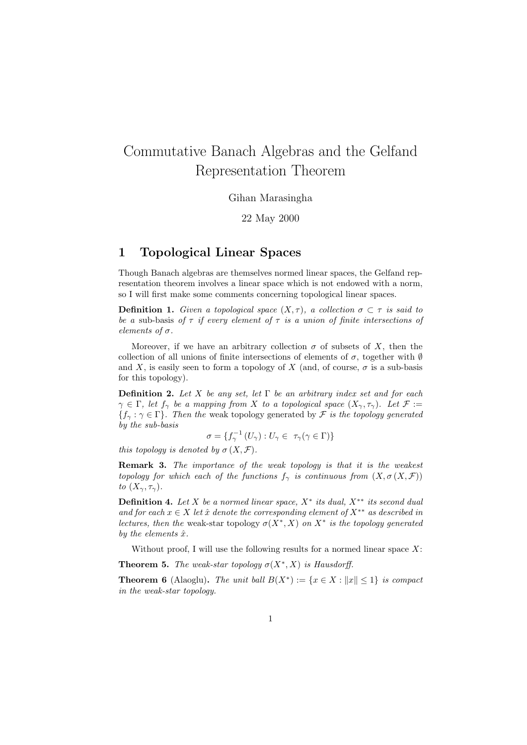# Commutative Banach Algebras and the Gelfand Representation Theorem

Gihan Marasingha

22 May 2000

## 1 Topological Linear Spaces

Though Banach algebras are themselves normed linear spaces, the Gelfand representation theorem involves a linear space which is not endowed with a norm, so I will first make some comments concerning topological linear spaces.

**Definition 1.** *Given a topological space $(X, \tau)$, a collection $\sigma \subset \tau$ is said to be a* sub-basis *of $\tau$ if every element of $\tau$ is a union of finite intersections of elements of $\sigma$.*

Moreover, if we have an arbitrary collection $\sigma$ of subsets of $X$, then the collection of all unions of finite intersections of elements of $\sigma$, together with $\emptyset$ and $X$, is easily seen to form a topology of $X$ (and, of course, $\sigma$ is a sub-basis for this topology).

**Definition 2.** *Let $X$ be any set, let $\Gamma$ be an arbitrary index set and for each $\gamma \in \Gamma$, let $f_\gamma$ be a mapping from $X$ to a topological space $(X_\gamma, \tau_\gamma)$. Let $\mathcal{F} := \{f_\gamma : \gamma \in \Gamma\}$. Then the* weak topology generated by *$\mathcal{F}$ is the topology generated by the sub-basis*

$$\sigma = \{f_\gamma^{-1}(U_\gamma) : U_\gamma \in \ \tau_\gamma(\gamma \in \Gamma)\}$$

*this topology is denoted by $\sigma(X, \mathcal{F})$.*

**Remark 3.** *The importance of the weak topology is that it is the weakest topology for which each of the functions $f_\gamma$ is continuous from $(X, \sigma(X, \mathcal{F}))$ to $(X_\gamma, \tau_\gamma)$.*

**Definition 4.** *Let $X$ be a normed linear space, $X^*$ its dual, $X^{**}$ its second dual and for each $x \in X$ let $\hat{x}$ denote the corresponding element of $X^{**}$ as described in lectures, then the* weak-star topology *$\sigma(X^*, X)$ on $X^*$ is the topology generated by the elements $\hat{x}$.*

Without proof, I will use the following results for a normed linear space $X$:

**Theorem 5.** *The weak-star topology $\sigma(X^*, X)$ is Hausdorff.*

**Theorem 6** (Alaoglu)**.** *The unit ball $B(X^*) := \{x \in X : \|x\| \leq 1\}$ is compact in the weak-star topology.*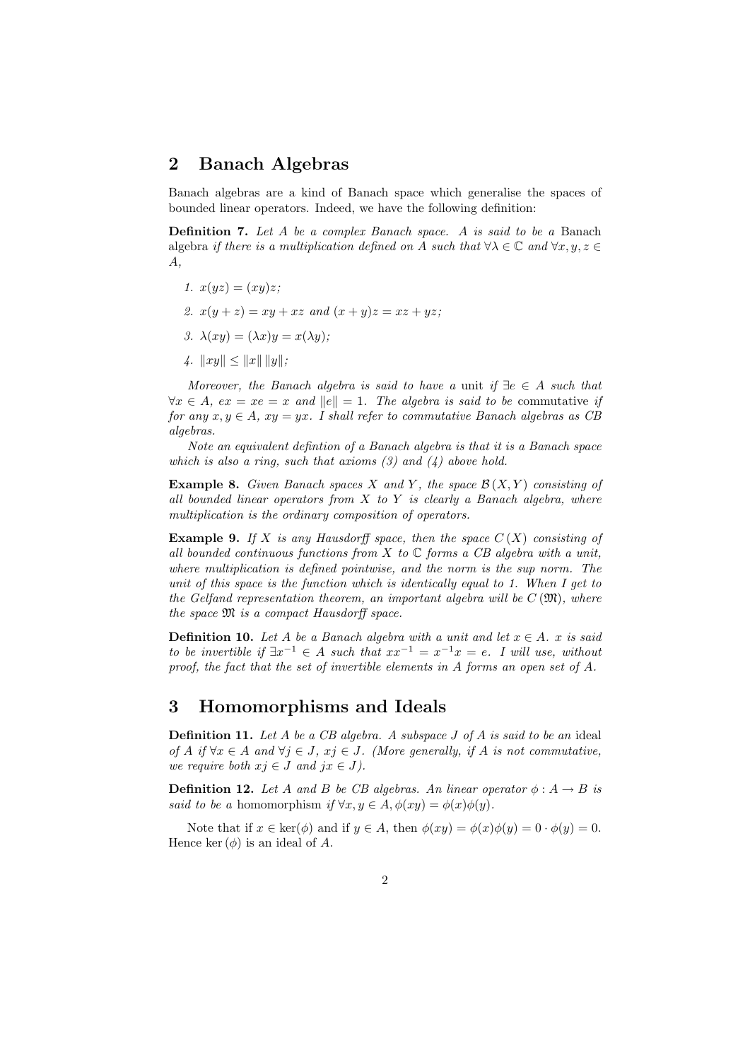## 2 Banach Algebras

Banach algebras are a kind of Banach space which generalise the spaces of bounded linear operators. Indeed, we have the following definition:

**Definition 7.** *Let $A$ be a complex Banach space. $A$ is said to be a* Banach algebra *if there is a multiplication defined on $A$ such that $\forall \lambda \in \mathbb{C}$ and $\forall x, y, z \in A$,*

1. $x(yz) = (xy)z$;
2. $x(y + z) = xy + xz$ *and* $(x + y)z = xz + yz$;
3. $\lambda(xy) = (\lambda x)y = x(\lambda y)$;
4. $\|xy\| \leq \|x\| \|y\|$;

*Moreover, the Banach algebra is said to have a* unit *if $\exists e \in A$ such that $\forall x \in A$, $ex = xe = x$ and $\|e\| = 1$. The algebra is said to be* commutative *if for any $x, y \in A$, $xy = yx$. I shall refer to commutative Banach algebras as CB algebras.*

*Note an equivalent defintion of a Banach algebra is that it is a Banach space which is also a ring, such that axioms (3) and (4) above hold.*

**Example 8.** *Given Banach spaces $X$ and $Y$, the space $\mathcal{B}(X, Y)$ consisting of all bounded linear operators from $X$ to $Y$ is clearly a Banach algebra, where multiplication is the ordinary composition of operators.*

**Example 9.** *If $X$ is any Hausdorff space, then the space $C(X)$ consisting of all bounded continuous functions from $X$ to $\mathbb{C}$ forms a CB algebra with a unit, where multiplication is defined pointwise, and the norm is the sup norm. The unit of this space is the function which is identically equal to 1. When I get to the Gelfand representation theorem, an important algebra will be $C(\mathfrak{M})$, where the space $\mathfrak{M}$ is a compact Hausdorff space.*

**Definition 10.** *Let $A$ be a Banach algebra with a unit and let $x \in A$. $x$ is said to be invertible if $\exists x^{-1} \in A$ such that $xx^{-1} = x^{-1}x = e$. I will use, without proof, the fact that the set of invertible elements in $A$ forms an open set of $A$.*

## 3 Homomorphisms and Ideals

**Definition 11.** *Let $A$ be a CB algebra. A subspace $J$ of $A$ is said to be an* ideal *of $A$ if $\forall x \in A$ and $\forall j \in J$, $xj \in J$. (More generally, if $A$ is not commutative, we require both $xj \in J$ and $jx \in J$).*

**Definition 12.** *Let $A$ and $B$ be CB algebras. An linear operator $\phi : A \to B$ is said to be a* homomorphism *if $\forall x, y \in A, \phi(xy) = \phi(x)\phi(y)$.*

Note that if $x \in \ker(\phi)$ and if $y \in A$, then $\phi(xy) = \phi(x)\phi(y) = 0 \cdot \phi(y) = 0$. Hence $\ker(\phi)$ is an ideal of $A$.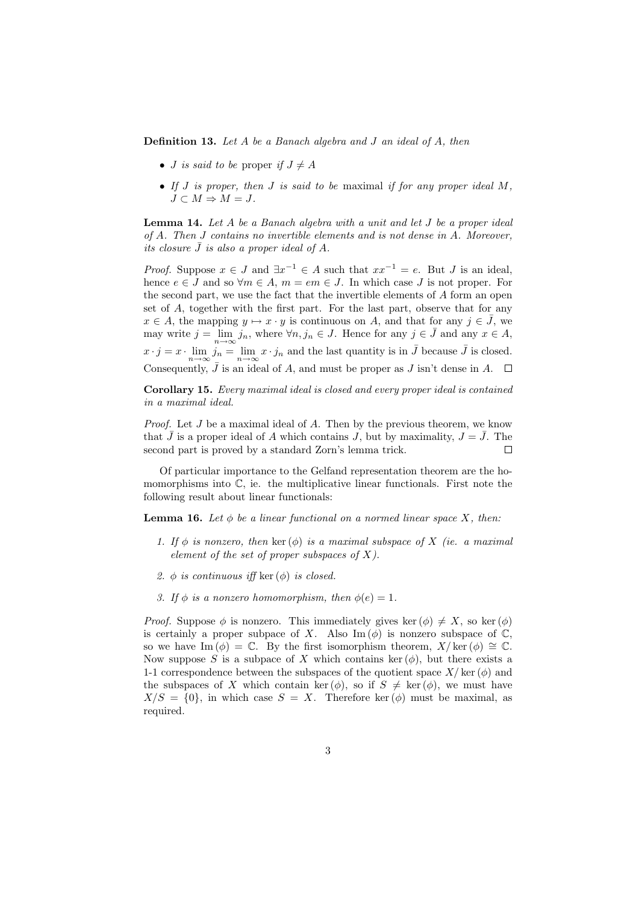**Definition 13.** *Let $A$ be a Banach algebra and $J$ an ideal of $A$, then*

- *$J$ is said to be* proper *if $J \neq A$*
- *If $J$ is proper, then $J$ is said to be* maximal *if for any proper ideal $M$, $J \subset M \Rightarrow M = J$.*

**Lemma 14.** *Let $A$ be a Banach algebra with a unit and let $J$ be a proper ideal of $A$. Then $J$ contains no invertible elements and is not dense in $A$. Moreover, its closure $\bar{J}$ is also a proper ideal of $A$.*

*Proof.* Suppose $x \in J$ and $\exists x^{-1} \in A$ such that $xx^{-1} = e$. But $J$ is an ideal, hence $e \in J$ and so $\forall m \in A$, $m = em \in J$. In which case $J$ is not proper. For the second part, we use the fact that the invertible elements of $A$ form an open set of $A$, together with the first part. For the last part, observe that for any $x \in A$, the mapping $y \mapsto x \cdot y$ is continuous on $A$, and that for any $j \in \bar{J}$, we may write $j = \lim_{n\to\infty} j_n$, where $\forall n, j_n \in J$. Hence for any $j \in \bar{J}$ and any $x \in A$, $x \cdot j = x \cdot \lim_{n\to\infty} j_n = \lim_{n\to\infty} x \cdot j_n$ and the last quantity is in $\bar{J}$ because $\bar{J}$ is closed. Consequently, $\bar{J}$ is an ideal of $A$, and must be proper as $J$ isn't dense in $A$. $\square$

**Corollary 15.** *Every maximal ideal is closed and every proper ideal is contained in a maximal ideal.*

*Proof.* Let $J$ be a maximal ideal of $A$. Then by the previous theorem, we know that $\bar{J}$ is a proper ideal of $A$ which contains $J$, but by maximality, $J = \bar{J}$. The second part is proved by a standard Zorn's lemma trick. $\square$

Of particular importance to the Gelfand representation theorem are the homomorphisms into $\mathbb{C}$, ie. the multiplicative linear functionals. First note the following result about linear functionals:

**Lemma 16.** *Let $\phi$ be a linear functional on a normed linear space $X$, then:*

1. *If $\phi$ is nonzero, then $\ker(\phi)$ is a maximal subspace of $X$ (ie. a maximal element of the set of proper subspaces of $X$).*
2. *$\phi$ is continuous iff $\ker(\phi)$ is closed.*
3. *If $\phi$ is a nonzero homomorphism, then $\phi(e) = 1$.*

*Proof.* Suppose $\phi$ is nonzero. This immediately gives $\ker(\phi) \neq X$, so $\ker(\phi)$ is certainly a proper subpace of $X$. Also $\mathrm{Im}(\phi)$ is nonzero subspace of $\mathbb{C}$, so we have $\mathrm{Im}(\phi) = \mathbb{C}$. By the first isomorphism theorem, $X/\ker(\phi) \cong \mathbb{C}$. Now suppose $S$ is a subpace of $X$ which contains $\ker(\phi)$, but there exists a 1-1 correspondence between the subspaces of the quotient space $X/\ker(\phi)$ and the subspaces of $X$ which contain $\ker(\phi)$, so if $S \neq \ker(\phi)$, we must have $X/S = \{0\}$, in which case $S = X$. Therefore $\ker(\phi)$ must be maximal, as required.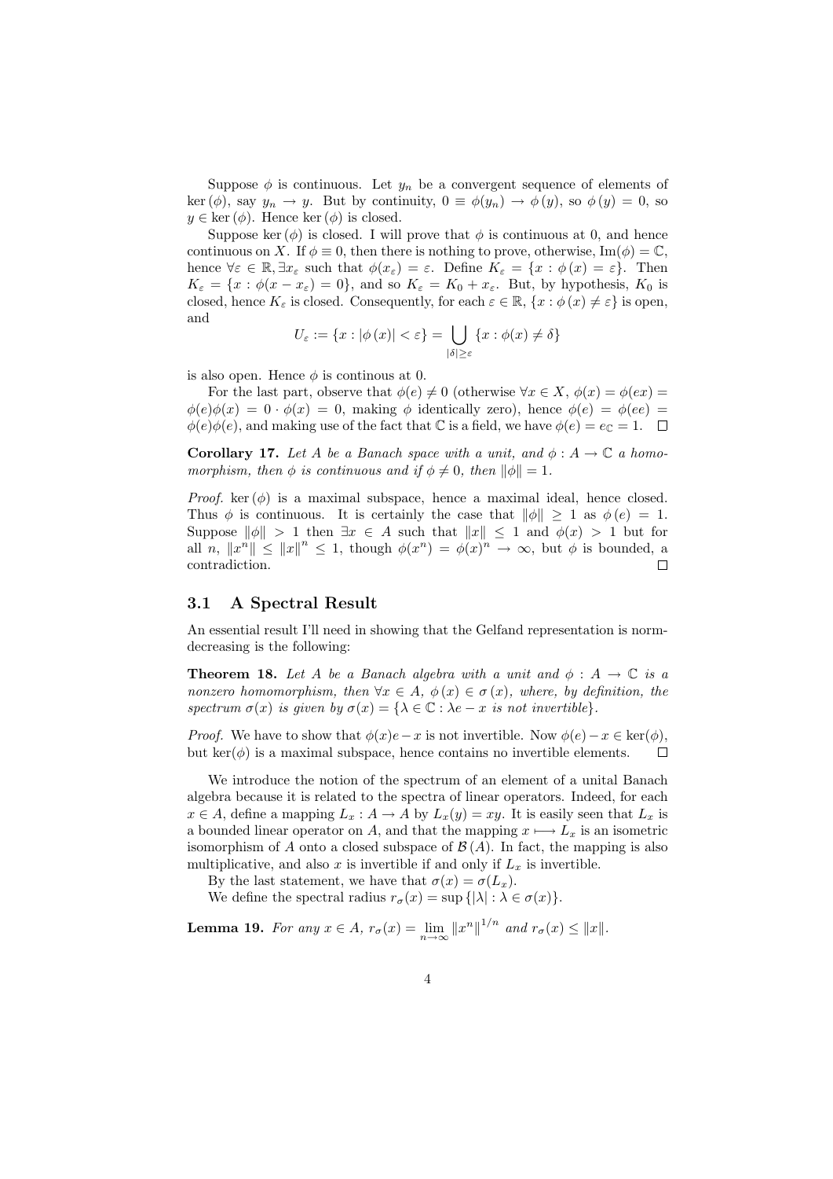Suppose $\phi$ is continuous. Let $y_n$ be a convergent sequence of elements of $\ker(\phi)$, say $y_n \to y$. But by continuity, $0 \equiv \phi(y_n) \to \phi(y)$, so $\phi(y) = 0$, so $y \in \ker(\phi)$. Hence $\ker(\phi)$ is closed.

Suppose $\ker(\phi)$ is closed. I will prove that $\phi$ is continuous at 0, and hence continuous on $X$. If $\phi \equiv 0$, then there is nothing to prove, otherwise, $\operatorname{Im}(\phi) = \mathbb{C}$, hence $\forall \varepsilon \in \mathbb{R}, \exists x_\varepsilon$ such that $\phi(x_\varepsilon) = \varepsilon$. Define $K_\varepsilon = \{x : \phi(x) = \varepsilon\}$. Then $K_\varepsilon = \{x : \phi(x - x_\varepsilon) = 0\}$, and so $K_\varepsilon = K_0 + x_\varepsilon$. But, by hypothesis, $K_0$ is closed, hence $K_\varepsilon$ is closed. Consequently, for each $\varepsilon \in \mathbb{R}$, $\{x : \phi(x) \neq \varepsilon\}$ is open, and

$$U_\varepsilon := \{x : |\phi(x)| < \varepsilon\} = \bigcup_{|\delta| \geq \varepsilon} \{x : \phi(x) \neq \delta\}$$

is also open. Hence $\phi$ is continous at 0.

For the last part, observe that $\phi(e) \neq 0$ (otherwise $\forall x \in X$, $\phi(x) = \phi(ex) = \phi(e)\phi(x) = 0 \cdot \phi(x) = 0$, making $\phi$ identically zero), hence $\phi(e) = \phi(ee) = \phi(e)\phi(e)$, and making use of the fact that $\mathbb{C}$ is a field, we have $\phi(e) = e_{\mathbb{C}} = 1$. $\square$

**Corollary 17.** *Let $A$ be a Banach space with a unit, and $\phi : A \to \mathbb{C}$ a homomorphism, then $\phi$ is continuous and if $\phi \neq 0$, then $\|\phi\| = 1$.*

*Proof.* $\ker(\phi)$ is a maximal subspace, hence a maximal ideal, hence closed. Thus $\phi$ is continuous. It is certainly the case that $\|\phi\| \geq 1$ as $\phi(e) = 1$. Suppose $\|\phi\| > 1$ then $\exists x \in A$ such that $\|x\| \leq 1$ and $\phi(x) > 1$ but for all $n$, $\|x^n\| \leq \|x\|^n \leq 1$, though $\phi(x^n) = \phi(x)^n \to \infty$, but $\phi$ is bounded, a contradiction. $\square$

### 3.1 A Spectral Result

An essential result I'll need in showing that the Gelfand representation is norm-decreasing is the following:

**Theorem 18.** *Let $A$ be a Banach algebra with a unit and $\phi : A \to \mathbb{C}$ is a nonzero homomorphism, then $\forall x \in A$, $\phi(x) \in \sigma(x)$, where, by definition, the spectrum $\sigma(x)$ is given by $\sigma(x) = \{\lambda \in \mathbb{C} : \lambda e - x \text{ is not invertible}\}$.*

*Proof.* We have to show that $\phi(x)e - x$ is not invertible. Now $\phi(e) - x \in \ker(\phi)$, but $\ker(\phi)$ is a maximal subspace, hence contains no invertible elements. $\square$

We introduce the notion of the spectrum of an element of a unital Banach algebra because it is related to the spectra of linear operators. Indeed, for each $x \in A$, define a mapping $L_x : A \to A$ by $L_x(y) = xy$. It is easily seen that $L_x$ is a bounded linear operator on $A$, and that the mapping $x \longmapsto L_x$ is an isometric isomorphism of $A$ onto a closed subspace of $\mathcal{B}(A)$. In fact, the mapping is also multiplicative, and also $x$ is invertible if and only if $L_x$ is invertible.

By the last statement, we have that $\sigma(x) = \sigma(L_x)$.

We define the spectral radius $r_\sigma(x) = \sup\{|\lambda| : \lambda \in \sigma(x)\}$.

**Lemma 19.** *For any $x \in A$, $r_\sigma(x) = \lim\limits_{n\to\infty} \|x^n\|^{1/n}$ and $r_\sigma(x) \leq \|x\|$.*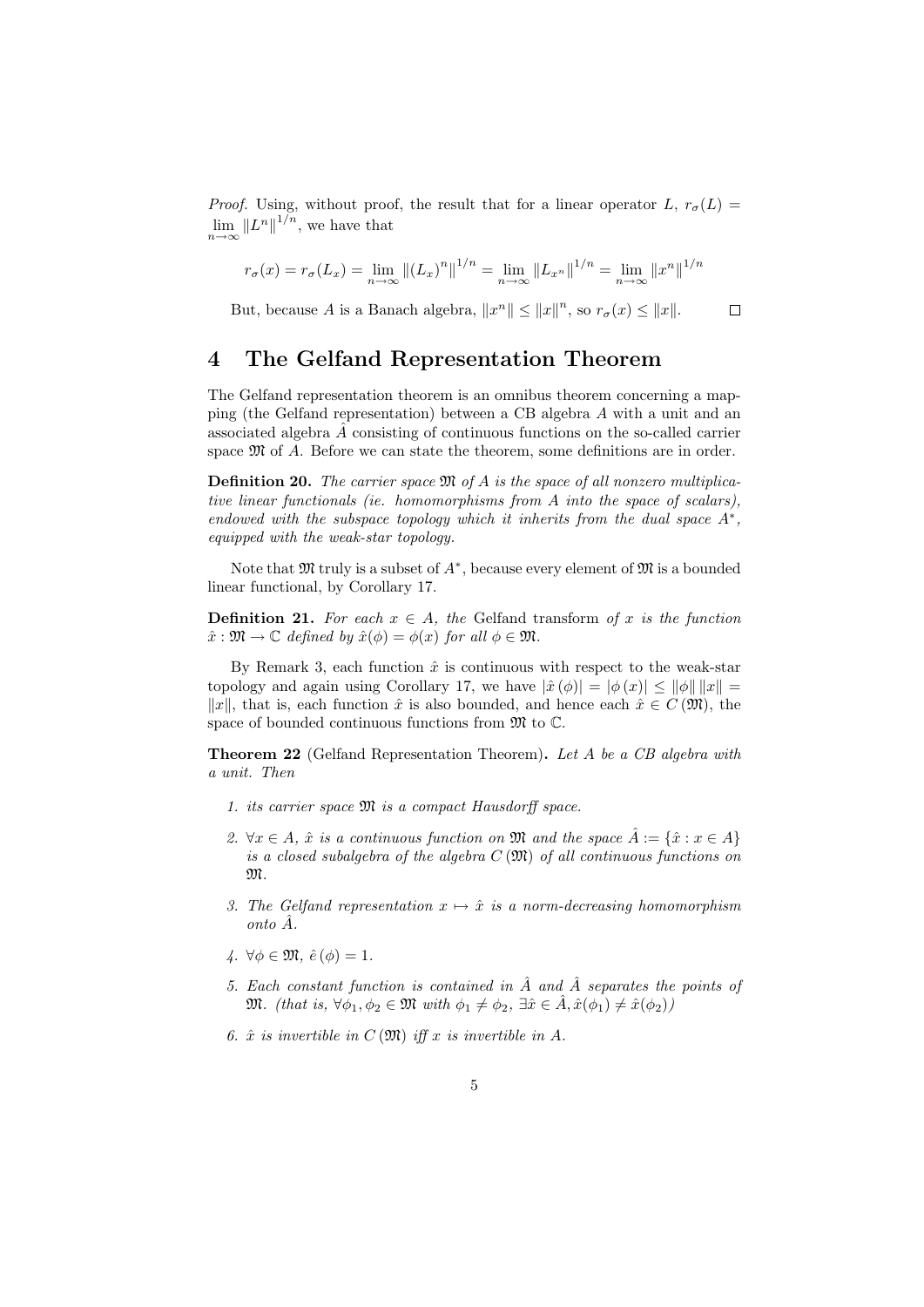*Proof.* Using, without proof, the result that for a linear operator $L$, $r_\sigma(L) = \lim_{n\to\infty} \|L^n\|^{1/n}$, we have that

$$r_\sigma(x) = r_\sigma(L_x) = \lim_{n\to\infty} \|(L_x)^n\|^{1/n} = \lim_{n\to\infty} \|L_{x^n}\|^{1/n} = \lim_{n\to\infty} \|x^n\|^{1/n}$$

But, because $A$ is a Banach algebra, $\|x^n\| \leq \|x\|^n$, so $r_\sigma(x) \leq \|x\|$. $\square$

## 4 The Gelfand Representation Theorem

The Gelfand representation theorem is an omnibus theorem concerning a mapping (the Gelfand representation) between a CB algebra $A$ with a unit and an associated algebra $\hat{A}$ consisting of continuous functions on the so-called carrier space $\mathfrak{M}$ of $A$. Before we can state the theorem, some definitions are in order.

**Definition 20.** *The carrier space $\mathfrak{M}$ of $A$ is the space of all nonzero multiplicative linear functionals (ie. homomorphisms from $A$ into the space of scalars), endowed with the subspace topology which it inherits from the dual space $A^*$, equipped with the weak-star topology.*

Note that $\mathfrak{M}$ truly is a subset of $A^*$, because every element of $\mathfrak{M}$ is a bounded linear functional, by Corollary 17.

**Definition 21.** *For each $x \in A$, the* Gelfand transform *of $x$ is the function $\hat{x} : \mathfrak{M} \to \mathbb{C}$ defined by $\hat{x}(\phi) = \phi(x)$ for all $\phi \in \mathfrak{M}$.*

By Remark 3, each function $\hat{x}$ is continuous with respect to the weak-star topology and again using Corollary 17, we have $|\hat{x}(\phi)| = |\phi(x)| \leq \|\phi\| \|x\| = \|x\|$, that is, each function $\hat{x}$ is also bounded, and hence each $\hat{x} \in C(\mathfrak{M})$, the space of bounded continuous functions from $\mathfrak{M}$ to $\mathbb{C}$.

**Theorem 22** (Gelfand Representation Theorem)**.** *Let $A$ be a CB algebra with a unit. Then*

1. *its carrier space $\mathfrak{M}$ is a compact Hausdorff space.*
2. *$\forall x \in A$, $\hat{x}$ is a continuous function on $\mathfrak{M}$ and the space $\hat{A} := \{\hat{x} : x \in A\}$ is a closed subalgebra of the algebra $C(\mathfrak{M})$ of all continuous functions on $\mathfrak{M}$.*
3. *The Gelfand representation $x \mapsto \hat{x}$ is a norm-decreasing homomorphism onto $\hat{A}$.*
4. *$\forall \phi \in \mathfrak{M}$, $\hat{e}(\phi) = 1$.*
5. *Each constant function is contained in $\hat{A}$ and $\hat{A}$ separates the points of $\mathfrak{M}$. (that is, $\forall \phi_1, \phi_2 \in \mathfrak{M}$ with $\phi_1 \neq \phi_2$, $\exists \hat{x} \in \hat{A}, \hat{x}(\phi_1) \neq \hat{x}(\phi_2)$)*
6. *$\hat{x}$ is invertible in $C(\mathfrak{M})$ iff $x$ is invertible in $A$.*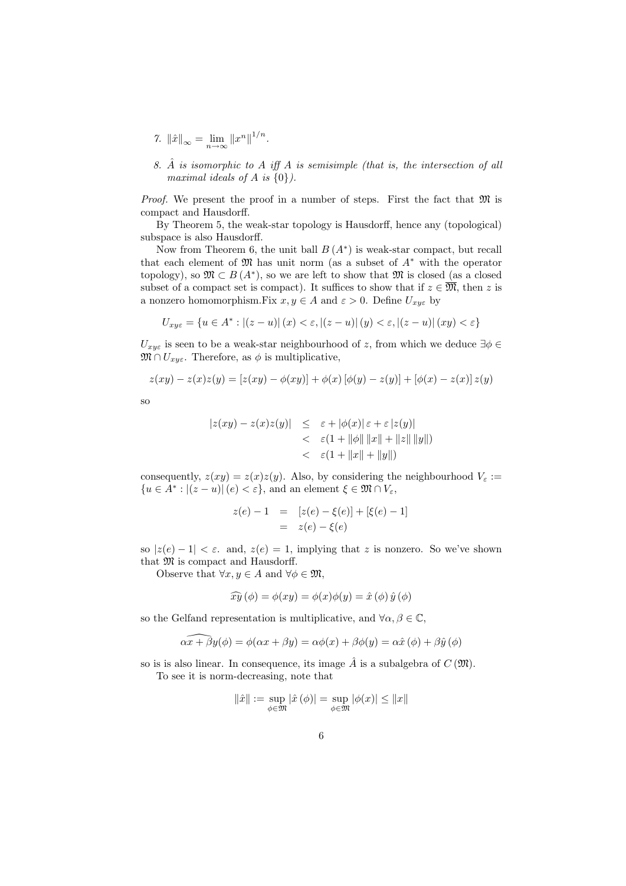7. $\|\hat{x}\|_\infty = \lim_{n\to\infty} \|x^n\|^{1/n}$.

8. *$\hat{A}$ is isomorphic to $A$ iff $A$ is semisimple (that is, the intersection of all maximal ideals of $A$ is $\{0\}$).*

*Proof.* We present the proof in a number of steps. First the fact that $\mathfrak{M}$ is compact and Hausdorff.

By Theorem 5, the weak-star topology is Hausdorff, hence any (topological) subspace is also Hausdorff.

Now from Theorem 6, the unit ball $B(A^*)$ is weak-star compact, but recall that each element of $\mathfrak{M}$ has unit norm (as a subset of $A^*$ with the operator topology), so $\mathfrak{M} \subset B(A^*)$, so we are left to show that $\mathfrak{M}$ is closed (as a closed subset of a compact set is compact). It suffices to show that if $z \in \overline{\mathfrak{M}}$, then $z$ is a nonzero homomorphism.Fix $x, y \in A$ and $\varepsilon > 0$. Define $U_{xy\varepsilon}$ by

$$U_{xy\varepsilon} = \{u \in A^* : |(z-u)|(x) < \varepsilon, |(z-u)|(y) < \varepsilon, |(z-u)|(xy) < \varepsilon\}$$

$U_{xy\varepsilon}$ is seen to be a weak-star neighbourhood of $z$, from which we deduce $\exists \phi \in \mathfrak{M} \cap U_{xy\varepsilon}$. Therefore, as $\phi$ is multiplicative,

$$z(xy) - z(x)z(y) = [z(xy) - \phi(xy)] + \phi(x)[\phi(y) - z(y)] + [\phi(x) - z(x)]z(y)$$

so

$$\begin{aligned} |z(xy) - z(x)z(y)| &\leq \varepsilon + |\phi(x)|\varepsilon + \varepsilon |z(y)| \\ &< \varepsilon(1 + \|\phi\| \|x\| + \|z\| \|y\|) \\ &< \varepsilon(1 + \|x\| + \|y\|) \end{aligned}$$

consequently, $z(xy) = z(x)z(y)$. Also, by considering the neighbourhood $V_\varepsilon := \{u \in A^* : |(z-u)|(e) < \varepsilon\}$, and an element $\xi \in \mathfrak{M} \cap V_\varepsilon$,

$$\begin{aligned} z(e) - 1 &= [z(e) - \xi(e)] + [\xi(e) - 1] \\ &= z(e) - \xi(e) \end{aligned}$$

so $|z(e) - 1| < \varepsilon$. and, $z(e) = 1$, implying that $z$ is nonzero. So we've shown that $\mathfrak{M}$ is compact and Hausdorff.

Observe that $\forall x, y \in A$ and $\forall \phi \in \mathfrak{M}$,

$$\widehat{xy}(\phi) = \phi(xy) = \phi(x)\phi(y) = \hat{x}(\phi)\hat{y}(\phi)$$

so the Gelfand representation is multiplicative, and $\forall \alpha, \beta \in \mathbb{C}$,

$$\widehat{\alpha x + \beta y}(\phi) = \phi(\alpha x + \beta y) = \alpha\phi(x) + \beta\phi(y) = \alpha\hat{x}(\phi) + \beta\hat{y}(\phi)$$

so is is also linear. In consequence, its image $\hat{A}$ is a subalgebra of $C(\mathfrak{M})$.

To see it is norm-decreasing, note that

$$\|\hat{x}\| := \sup_{\phi\in\mathfrak{M}} |\hat{x}(\phi)| = \sup_{\phi\in\mathfrak{M}} |\phi(x)| \leq \|x\|$$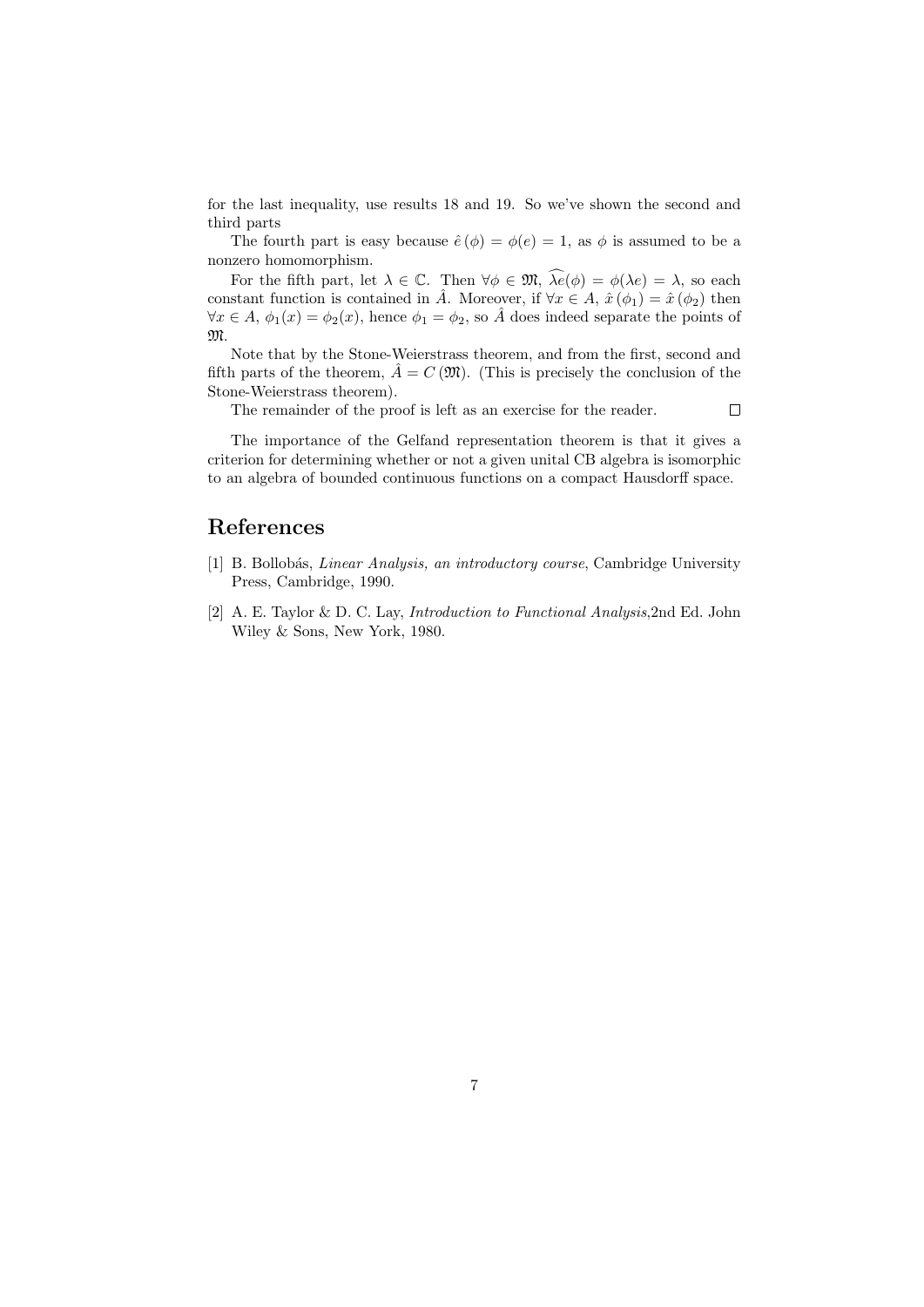for the last inequality, use results 18 and 19. So we've shown the second and third parts

The fourth part is easy because $\hat{e}(\phi) = \phi(e) = 1$, as $\phi$ is assumed to be a nonzero homomorphism.

For the fifth part, let $\lambda \in \mathbb{C}$. Then $\forall \phi \in \mathfrak{M}$, $\widehat{\lambda e}(\phi) = \phi(\lambda e) = \lambda$, so each constant function is contained in $\hat{A}$. Moreover, if $\forall x \in A$, $\hat{x}(\phi_1) = \hat{x}(\phi_2)$ then $\forall x \in A$, $\phi_1(x) = \phi_2(x)$, hence $\phi_1 = \phi_2$, so $\hat{A}$ does indeed separate the points of $\mathfrak{M}$.

Note that by the Stone-Weierstrass theorem, and from the first, second and fifth parts of the theorem, $\hat{A} = C(\mathfrak{M})$. (This is precisely the conclusion of the Stone-Weierstrass theorem).

The remainder of the proof is left as an exercise for the reader. □

The importance of the Gelfand representation theorem is that it gives a criterion for determining whether or not a given unital CB algebra is isomorphic to an algebra of bounded continuous functions on a compact Hausdorff space.

## References

[1] B. Bollobás, *Linear Analysis, an introductory course*, Cambridge University Press, Cambridge, 1990.

[2] A. E. Taylor & D. C. Lay, *Introduction to Functional Analysis*,2nd Ed. John Wiley & Sons, New York, 1980.